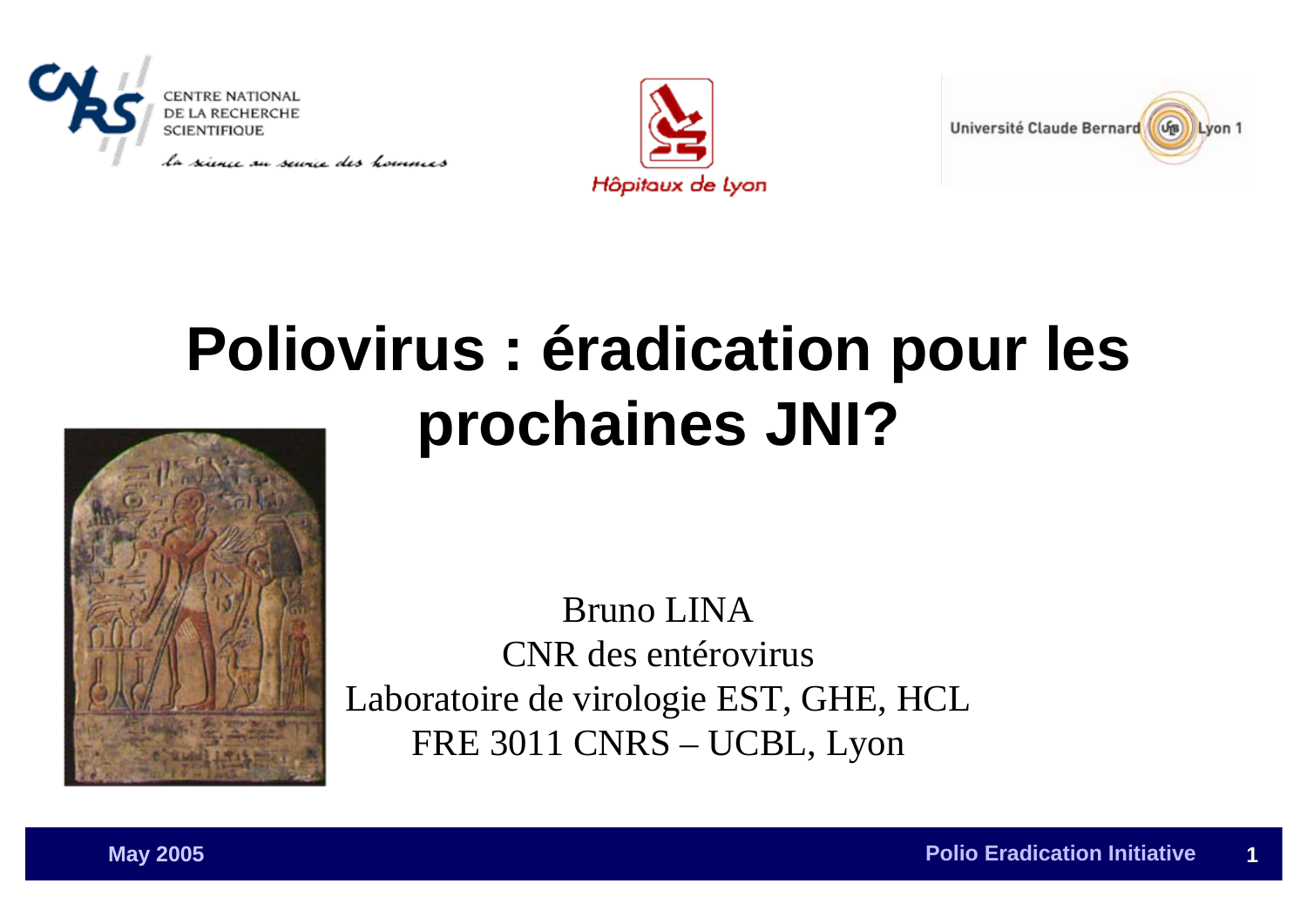# Poliovirus : éradication pour les prochaines JNI?

Bruno LINA
CNR des entérovirus
Laboratoire de virologie EST, GHE, HCL
FRE 3011 CNRS – UCBL, Lyon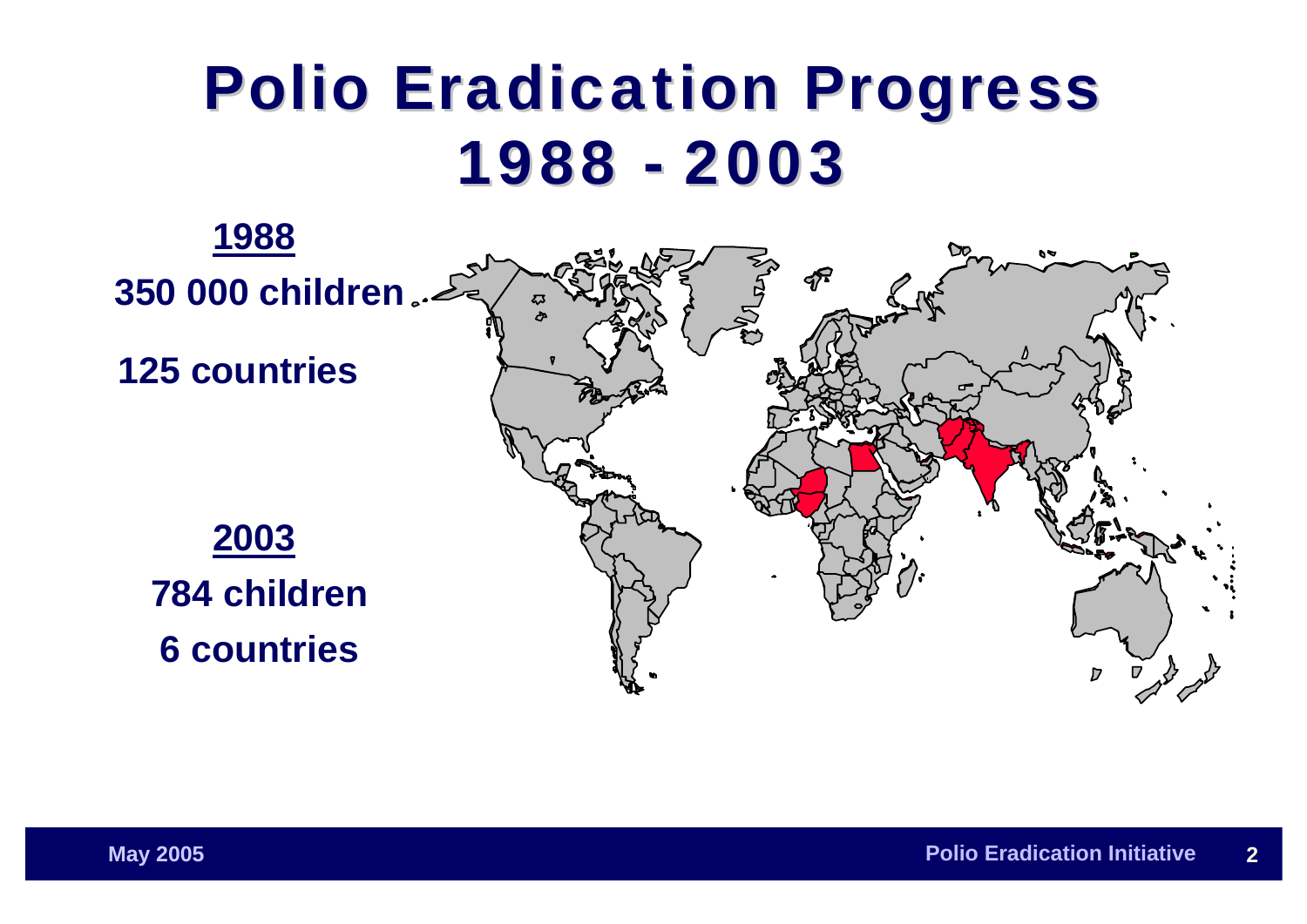# Polio Eradication Progress 1988 - 2003

**1988**

**350 000 children**

**125 countries**

**2003**

**784 children**

**6 countries**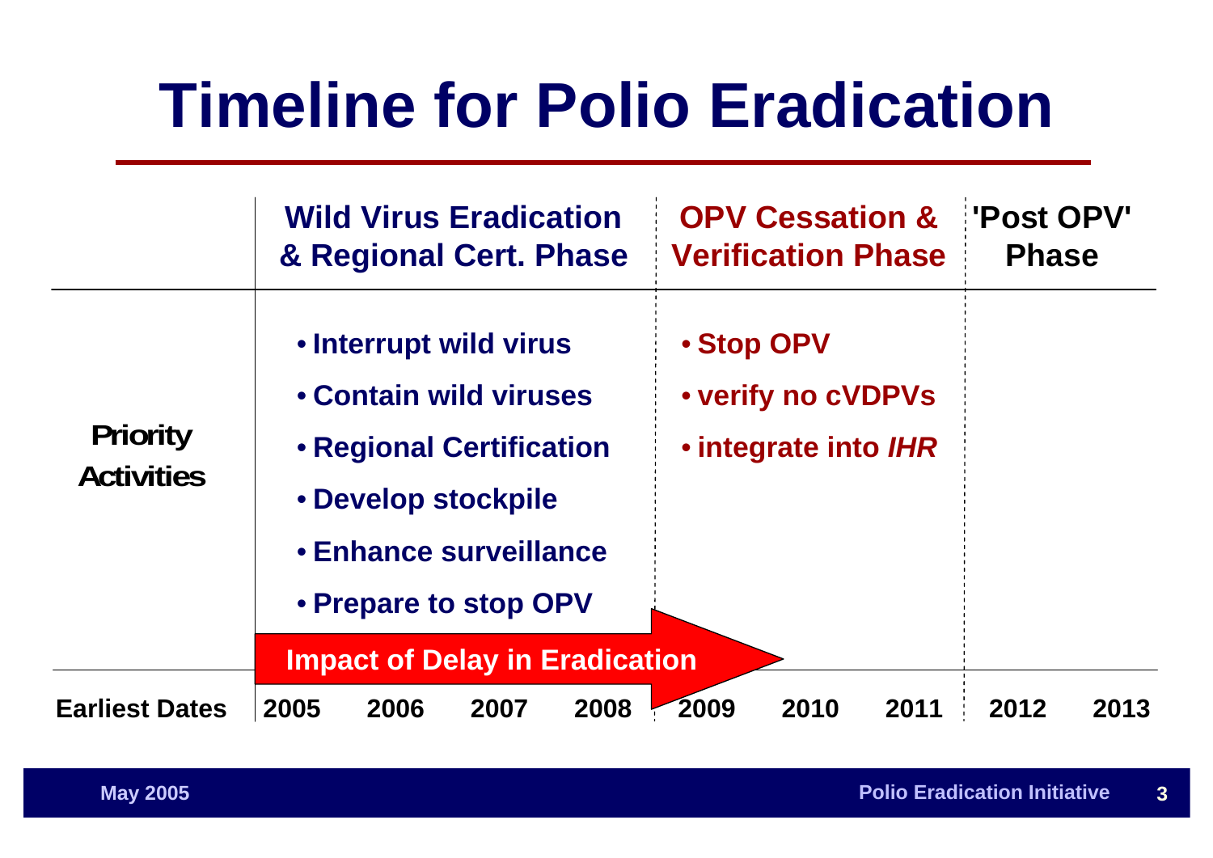# Timeline for Polio Eradication

| | Wild Virus Eradication & Regional Cert. Phase | | | | OPV Cessation & Verification Phase | | | 'Post OPV' Phase | |
|---|---|---|---|---|---|---|---|---|---|
| **Priority Activities** | • Interrupt wild virus<br>• Contain wild viruses<br>• Regional Certification<br>• Develop stockpile<br>• Enhance surveillance<br>• Prepare to stop OPV | | | | • Stop OPV<br>• verify no cVDPVs<br>• integrate into *IHR* | | | | |
| **Earliest Dates** | 2005 | 2006 | 2007 | 2008 | 2009 | 2010 | 2011 | 2012 | 2013 |

**Impact of Delay in Eradication**

May 2005

Polio Eradication Initiative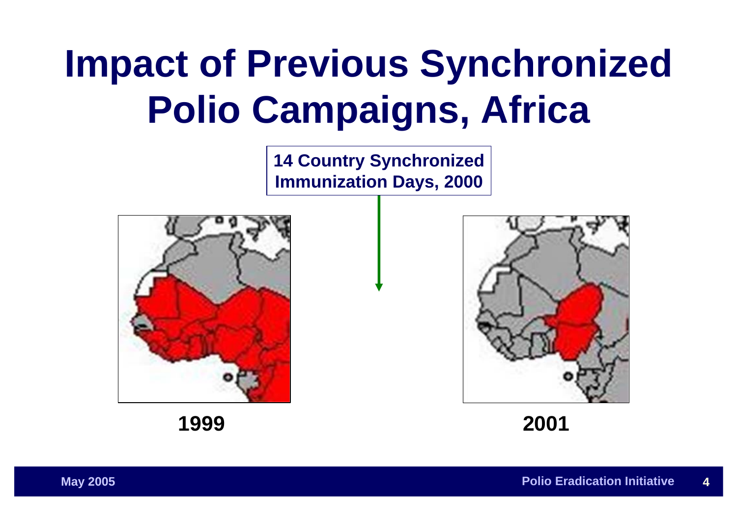# Impact of Previous Synchronized Polio Campaigns, Africa

**14 Country Synchronized Immunization Days, 2000**

**1999**

**2001**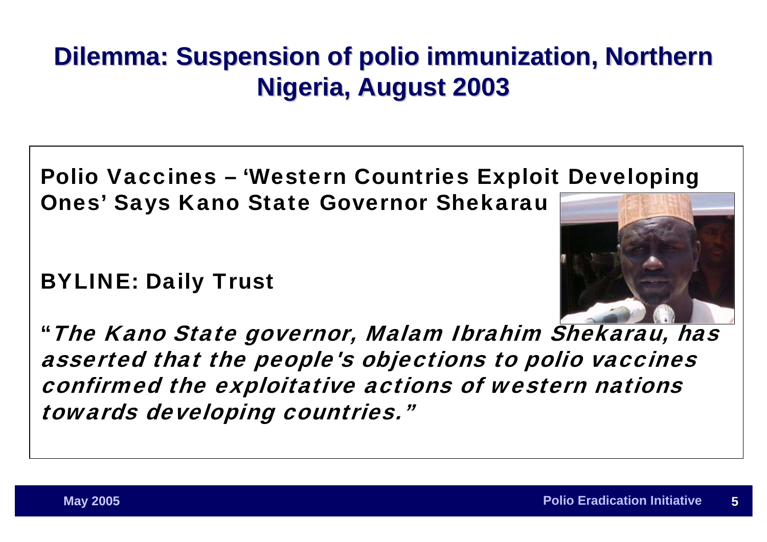# Dilemma: Suspension of polio immunization, Northern Nigeria, August 2003

**Polio Vaccines – 'Western Countries Exploit Developing Ones' Says Kano State Governor Shekarau**

**BYLINE: Daily Trust**

**"***The Kano State governor, Malam Ibrahim Shekarau, has asserted that the people's objections to polio vaccines confirmed the exploitative actions of western nations towards developing countries."*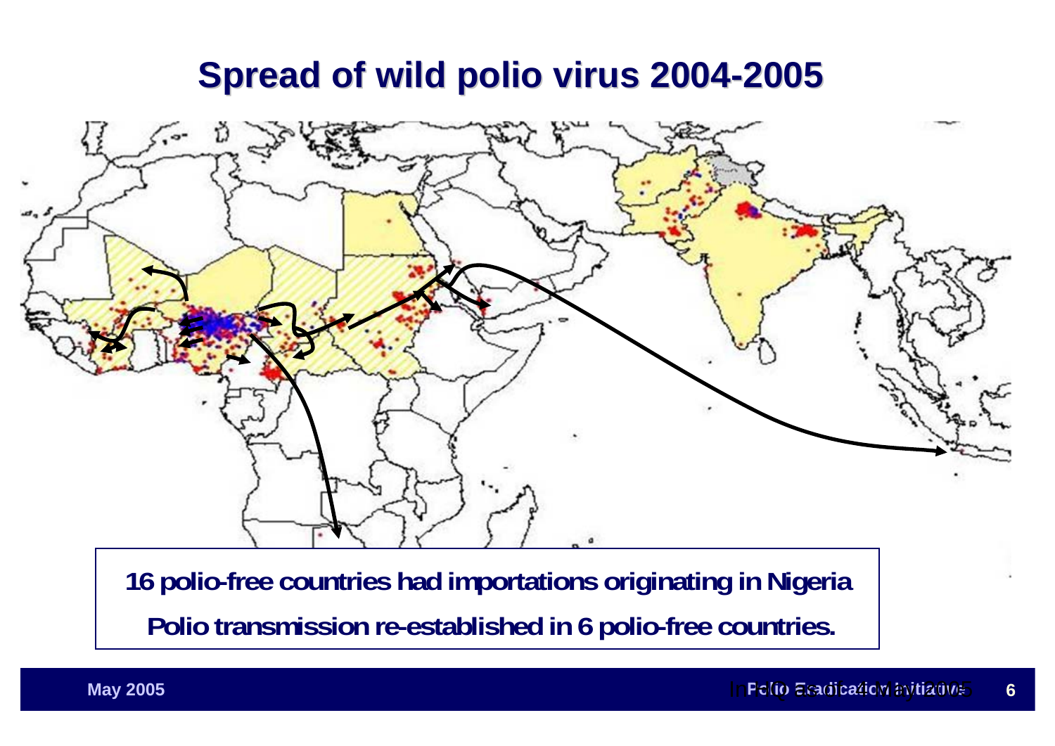# Spread of wild polio virus 2004-2005

16 polio-free countries had importations originating in Nigeria

Polio transmission re-established in 6 polio-free countries.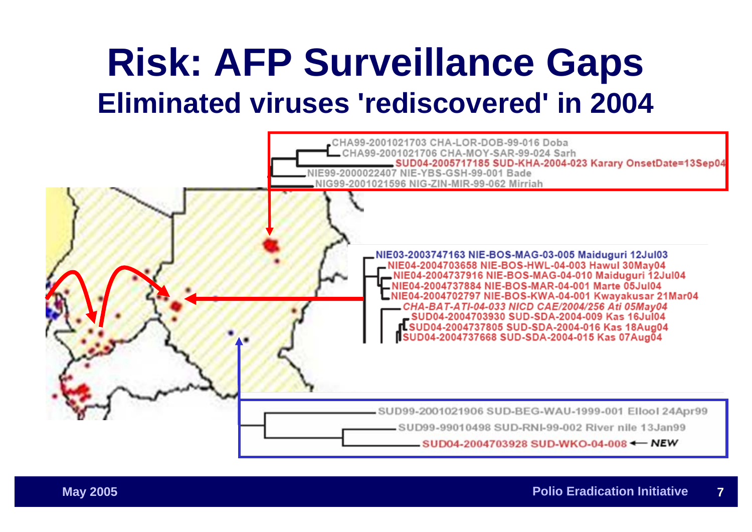# Risk: AFP Surveillance Gaps

## Eliminated viruses 'rediscovered' in 2004

CHA99-2001021703 CHA-LOR-DOB-99-016 Doba
CHA99-2001021706 CHA-MOY-SAR-99-024 Sarh
SUD04-2005717185 SUD-KHA-2004-023 Karary OnsetDate=13Sep04
NIE99-2000022407 NIE-YBS-GSH-99-001 Bade
NIG99-2001021596 NIG-ZIN-MIR-99-062 Mirriah

NIE03-2003747163 NIE-BOS-MAG-03-005 Maiduguri 12Jul03
NIE04-2004703658 NIE-BOS-HWL-04-003 Hawul 30May04
NIE04-2004737916 NIE-BOS-MAG-04-010 Maiduguri 12Jul04
NIE04-2004737884 NIE-BOS-MAR-04-001 Marte 05Jul04
NIE04-2004702797 NIE-BOS-KWA-04-001 Kwayakusar 21Mar04
*CHA-BAT-ATI-04-033 NICD CAE/2004/256 Ati 05May04*
SUD04-2004703930 SUD-SDA-2004-009 Kas 16Jul04
SUD04-2004737805 SUD-SDA-2004-016 Kas 18Aug04
SUD04-2004737668 SUD-SDA-2004-015 Kas 07Aug04

SUD99-2001021906 SUD-BEG-WAU-1999-001 Ellool 24Apr99
SUD99-99010498 SUD-RNI-99-002 River nile 13Jan99
SUD04-2004703928 SUD-WKO-04-008 ← ***NEW***

May 2005 — Polio Eradication Initiative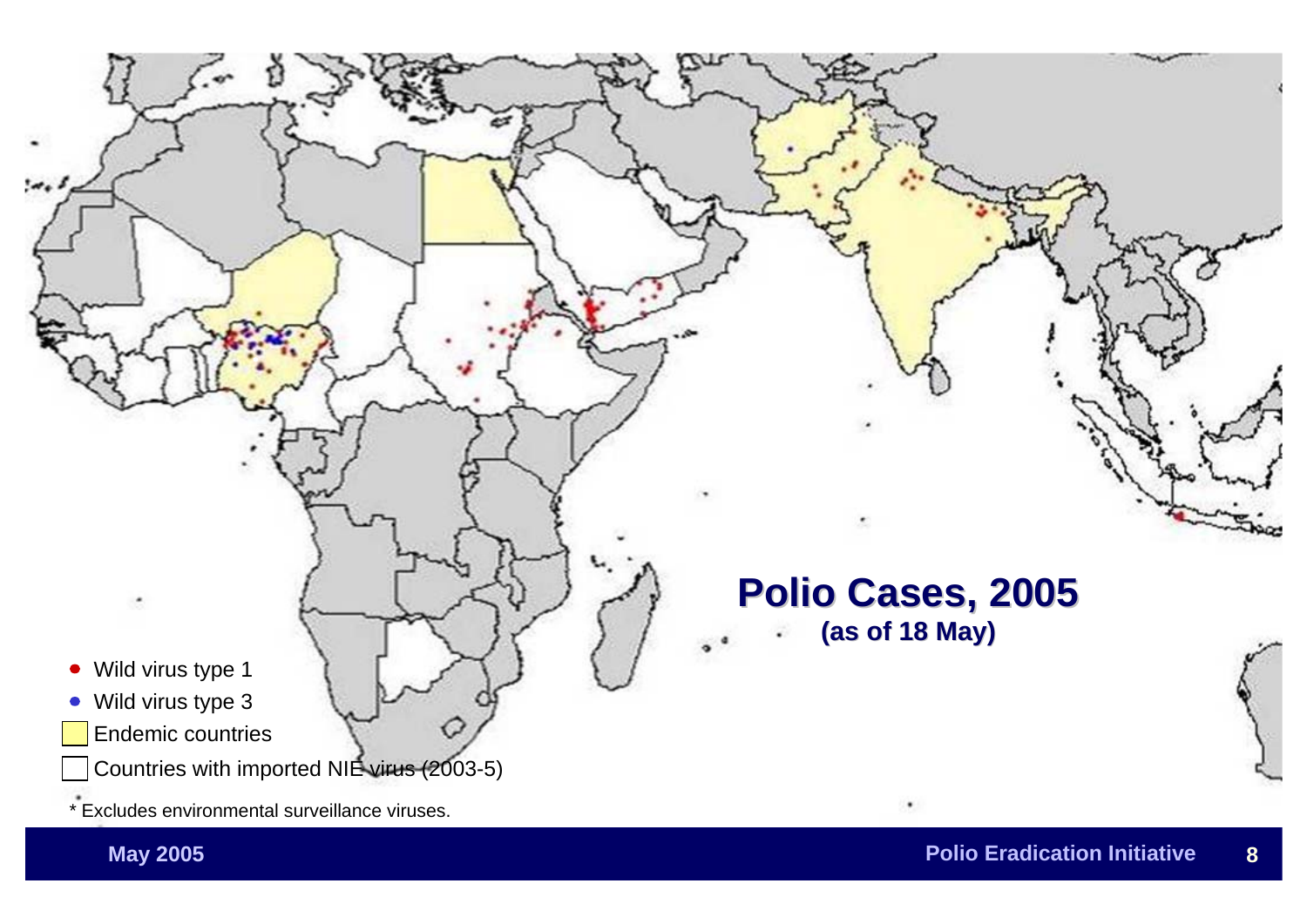## Polio Cases, 2005
**(as of 18 May)**

- Wild virus type 1
- Wild virus type 3
- Endemic countries
- Countries with imported NIE virus (2003-5)

* Excludes environmental surveillance viruses.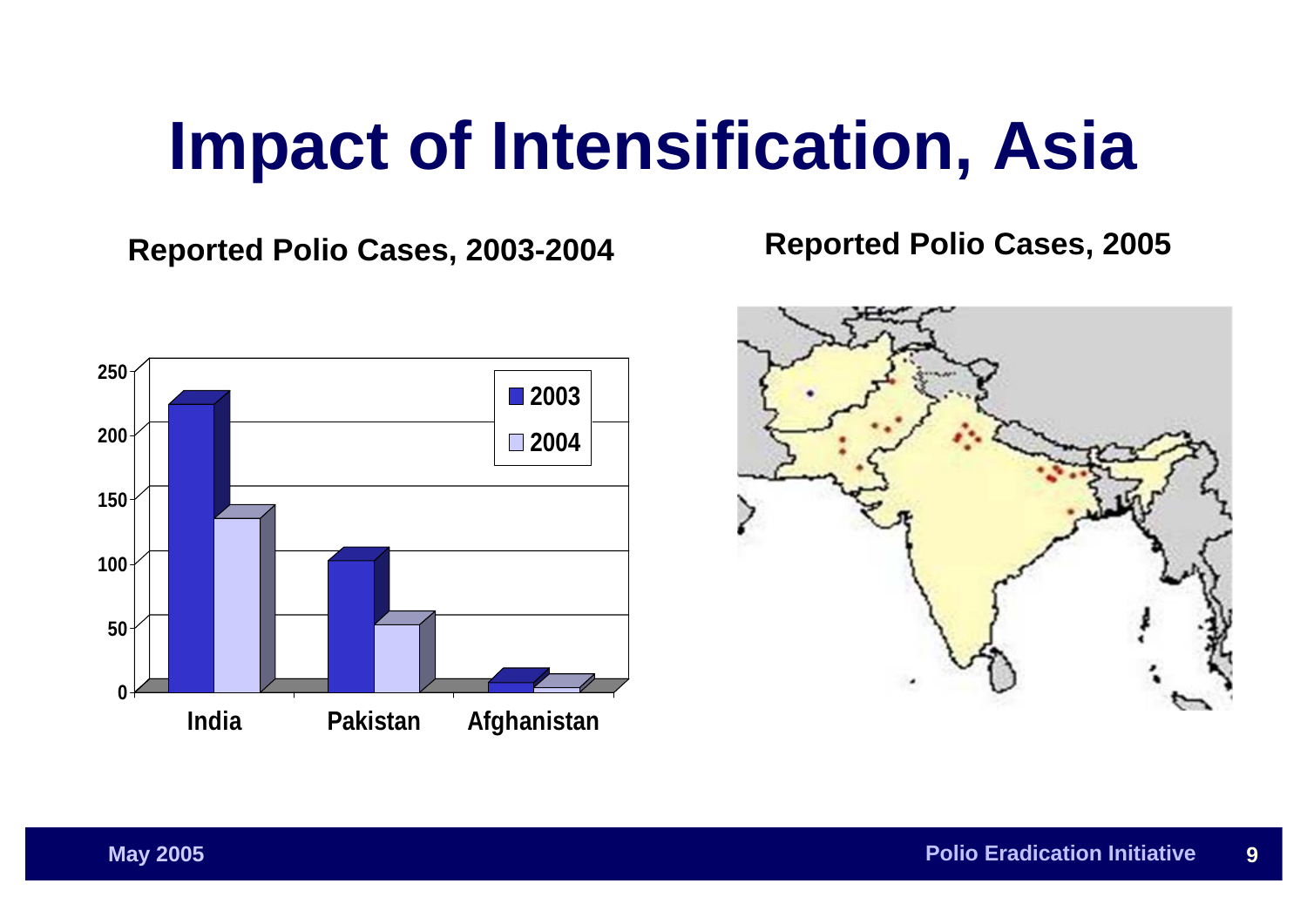# Impact of Intensification, Asia

**Reported Polio Cases, 2003-2004**

**Reported Polio Cases, 2005**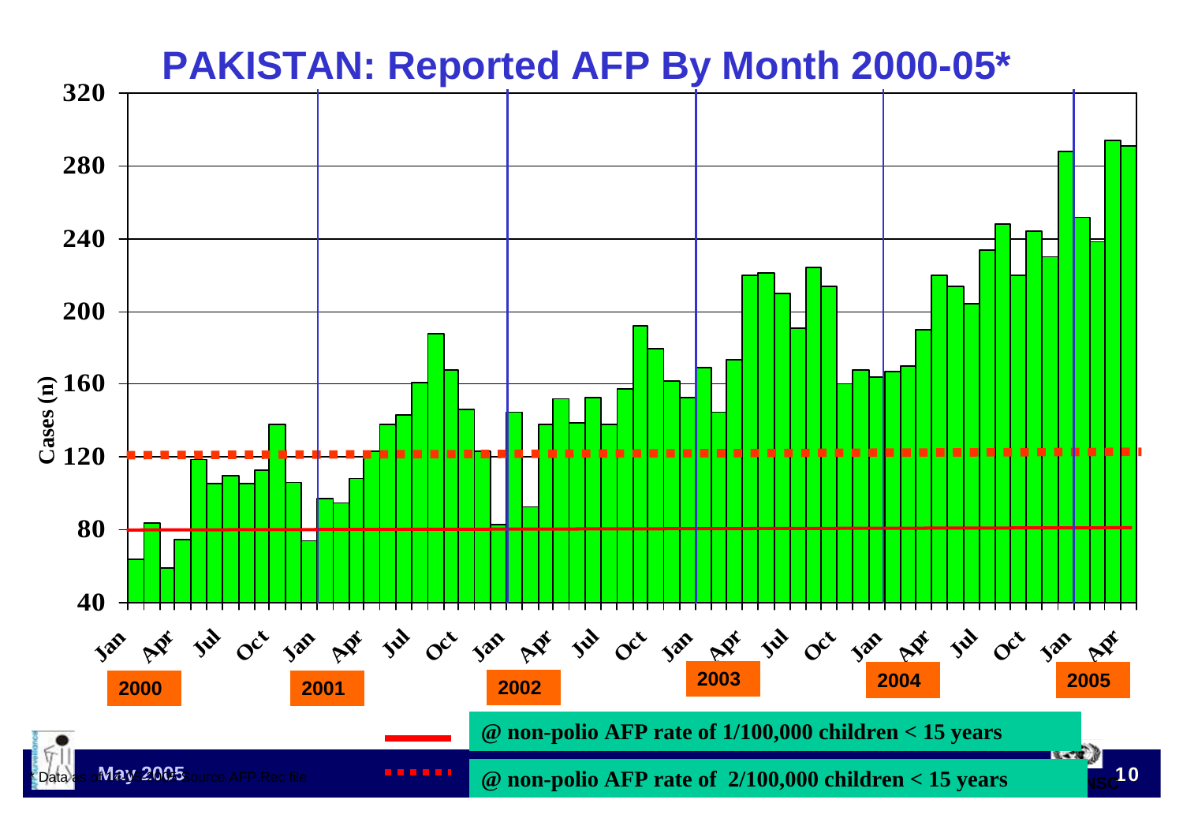# PAKISTAN: Reported AFP By Month 2000-05*

Cases (n)

320, 280, 240, 200, 160, 120, 80, 40

Jan, Apr, Jul, Oct, Jan, Apr, Jul, Oct, Jan, Apr, Jul, Oct, Jan, Apr, Jul, Oct, Jan, Apr, Jul, Oct, Jan, Apr

2000, 2001, 2002, 2003, 2004, 2005

@ non-polio AFP rate of 1/100,000 children < 15 years

@ non-polio AFP rate of 2/100,000 children < 15 years

May 2005

* Data as of 14.05.2005 Source AFP Rec file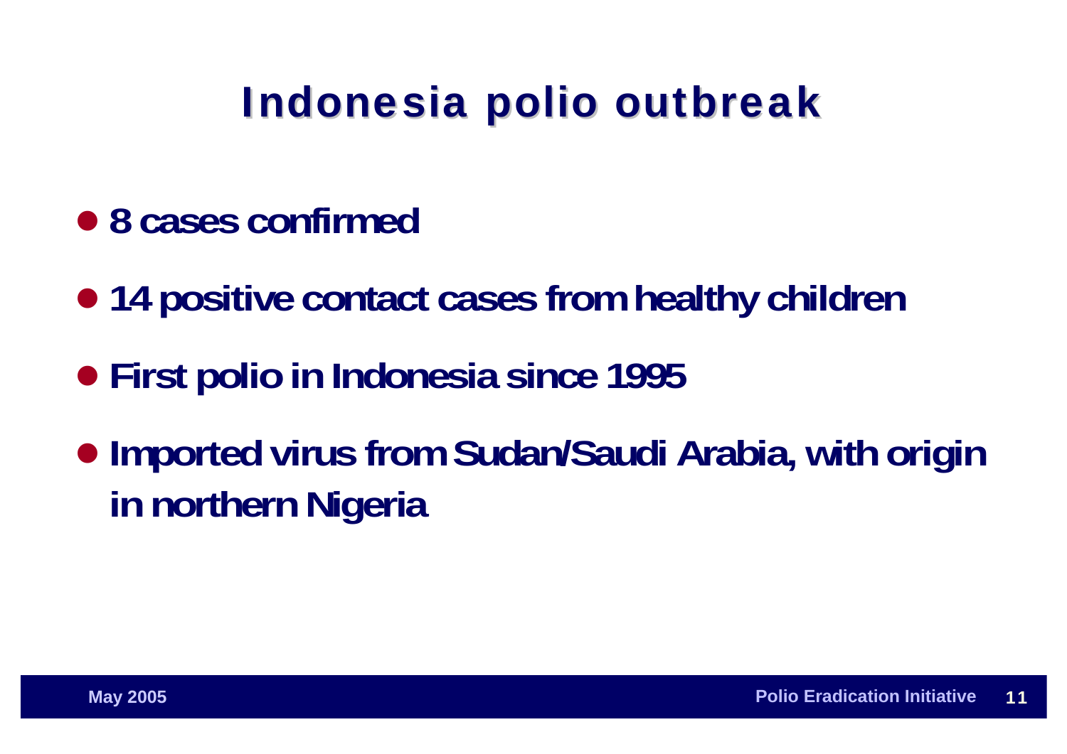# Indonesia polio outbreak

- 8 cases confirmed
- 14 positive contact cases from healthy children
- First polio in Indonesia since 1995
- Imported virus from Sudan/Saudi Arabia, with origin in northern Nigeria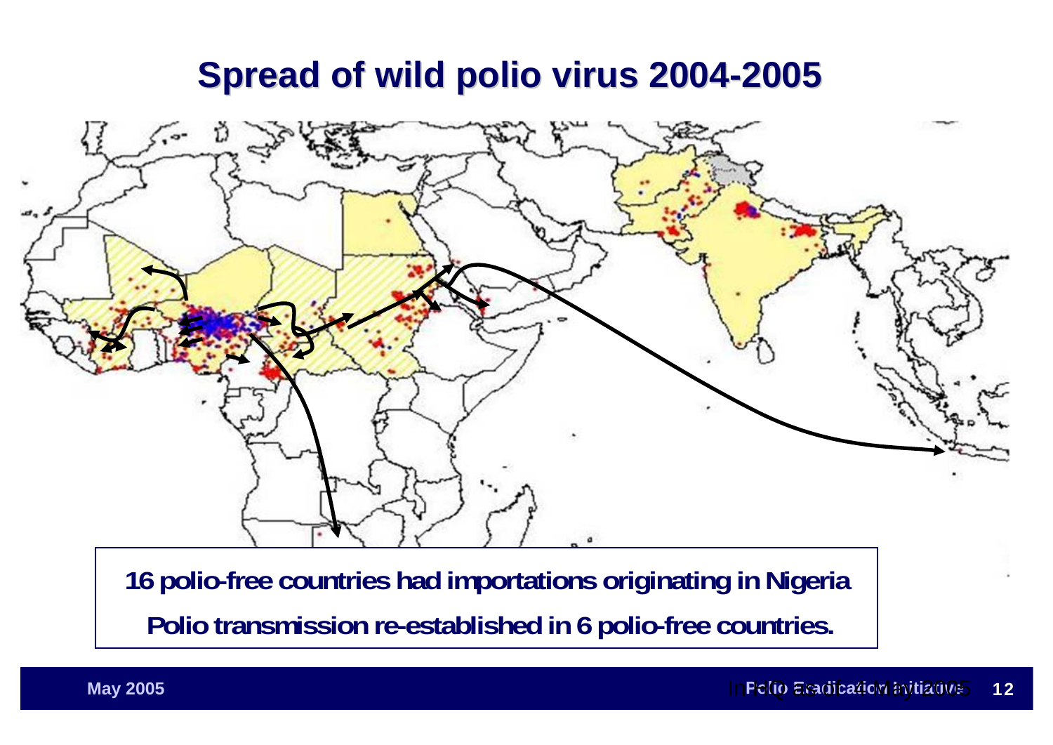# Spread of wild polio virus 2004-2005

16 polio-free countries had importations originating in Nigeria

Polio transmission re-established in 6 polio-free countries.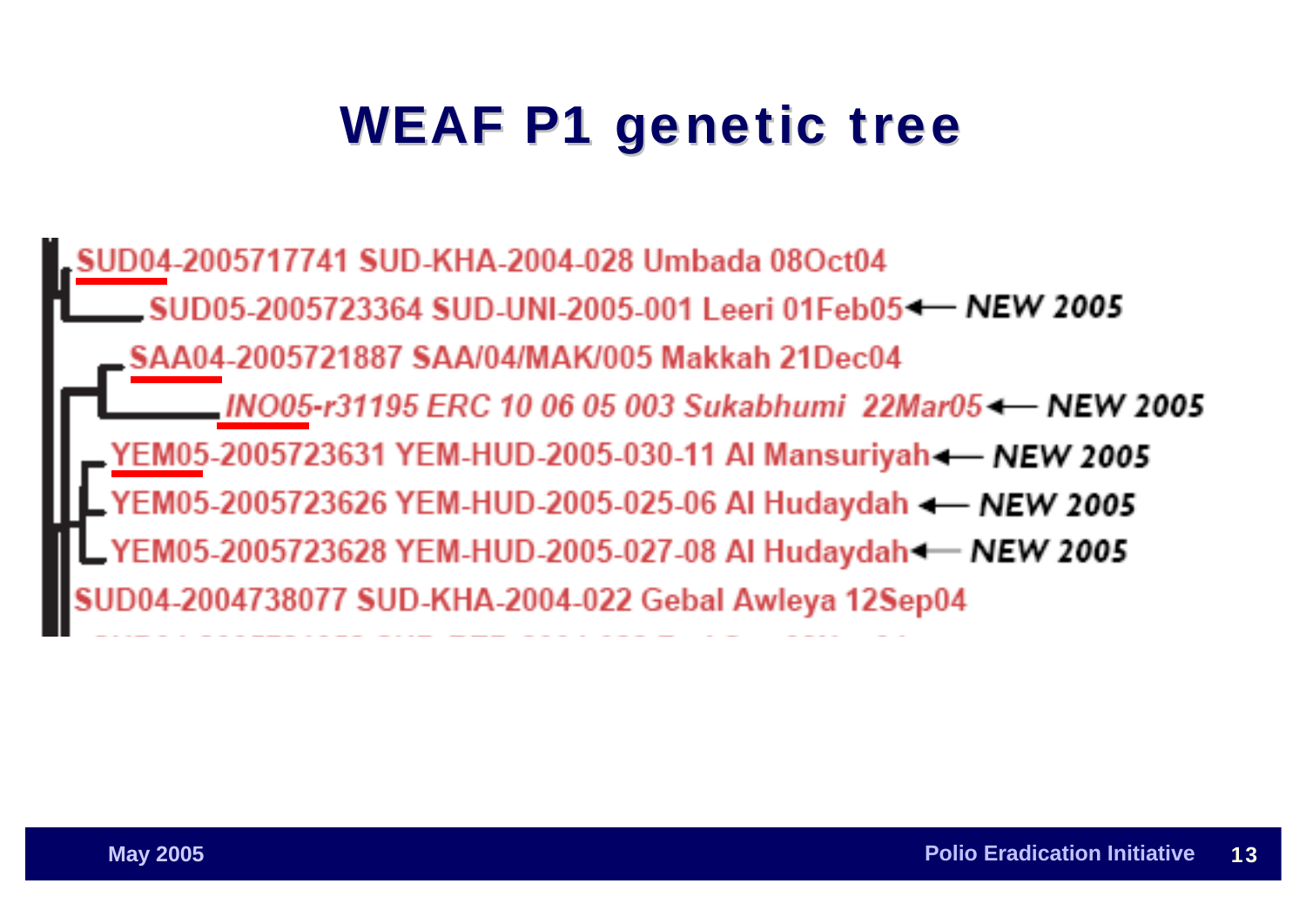# WEAF P1 genetic tree

SUD04-2005717741 SUD-KHA-2004-028 Umbada 08Oct04

SUD05-2005723364 SUD-UNI-2005-001 Leeri 01Feb05 ← NEW 2005

SAA04-2005721887 SAA/04/MAK/005 Makkah 21Dec04

*INO05-r31195 ERC 10 06 05 003 Sukabhumi 22Mar05* ← NEW 2005

YEM05-2005723631 YEM-HUD-2005-030-11 Al Mansuriyah ← NEW 2005

YEM05-2005723626 YEM-HUD-2005-025-06 Al Hudaydah ← NEW 2005

YEM05-2005723628 YEM-HUD-2005-027-08 Al Hudaydah ← NEW 2005

SUD04-2004738077 SUD-KHA-2004-022 Gebal Awleya 12Sep04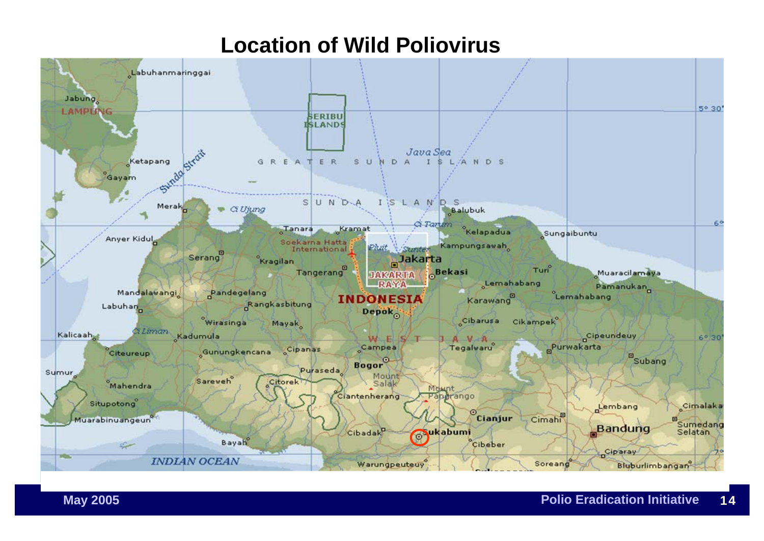# Location of Wild Poliovirus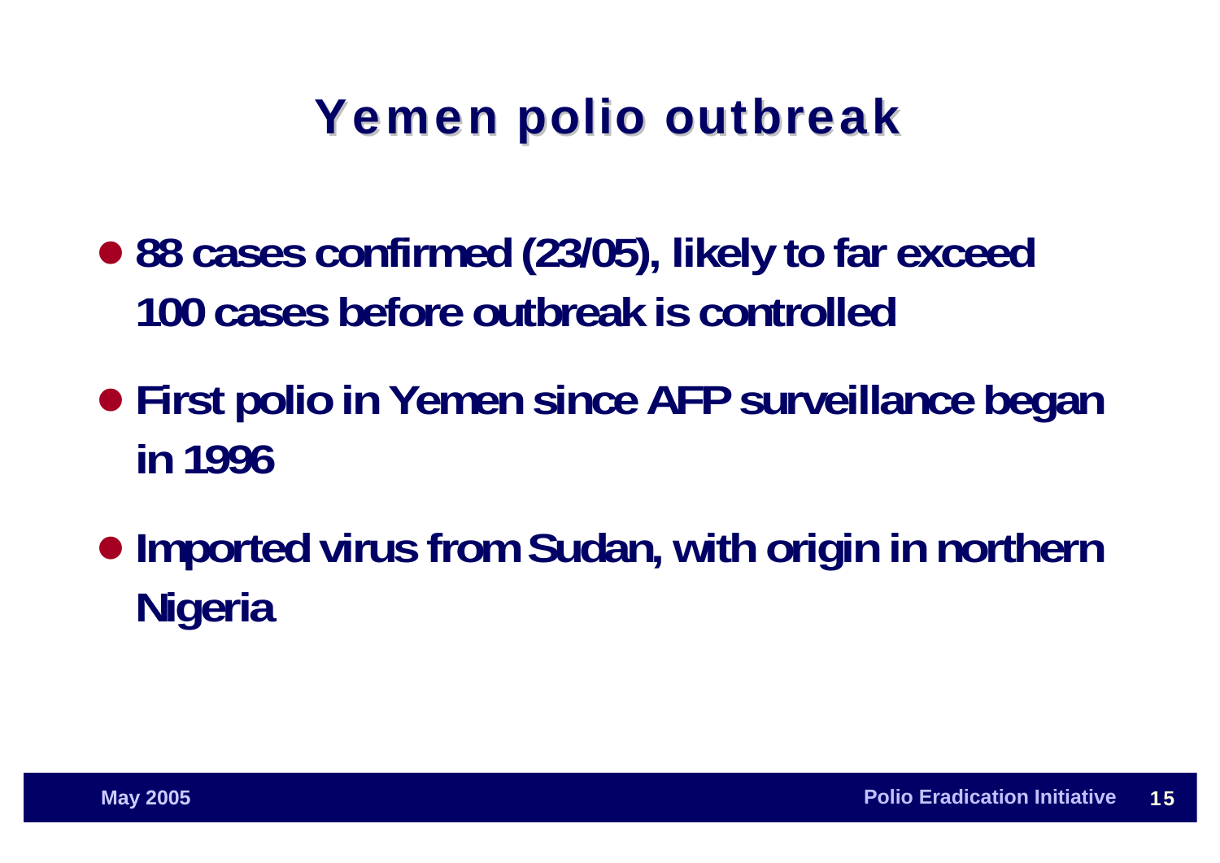# Yemen polio outbreak

- 88 cases confirmed (23/05), likely to far exceed 100 cases before outbreak is controlled
- First polio in Yemen since AFP surveillance began in 1996
- Imported virus from Sudan, with origin in northern Nigeria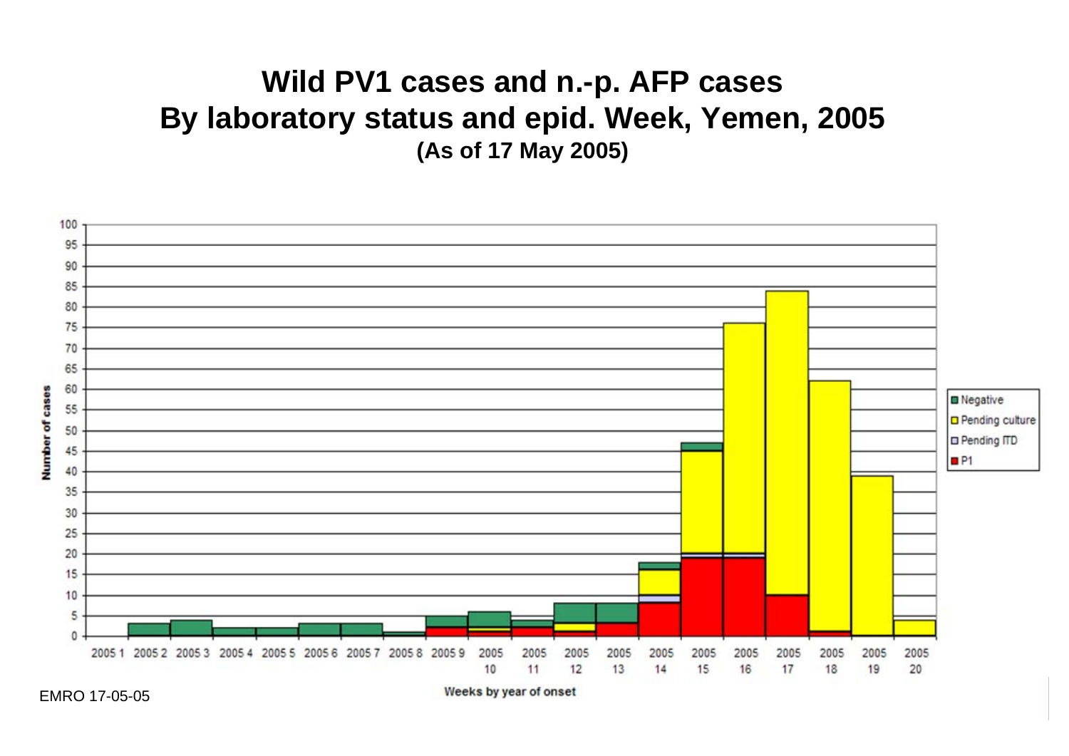# Wild PV1 cases and n.-p. AFP cases By laboratory status and epid. Week, Yemen, 2005

**(As of 17 May 2005)**

EMRO 17-05-05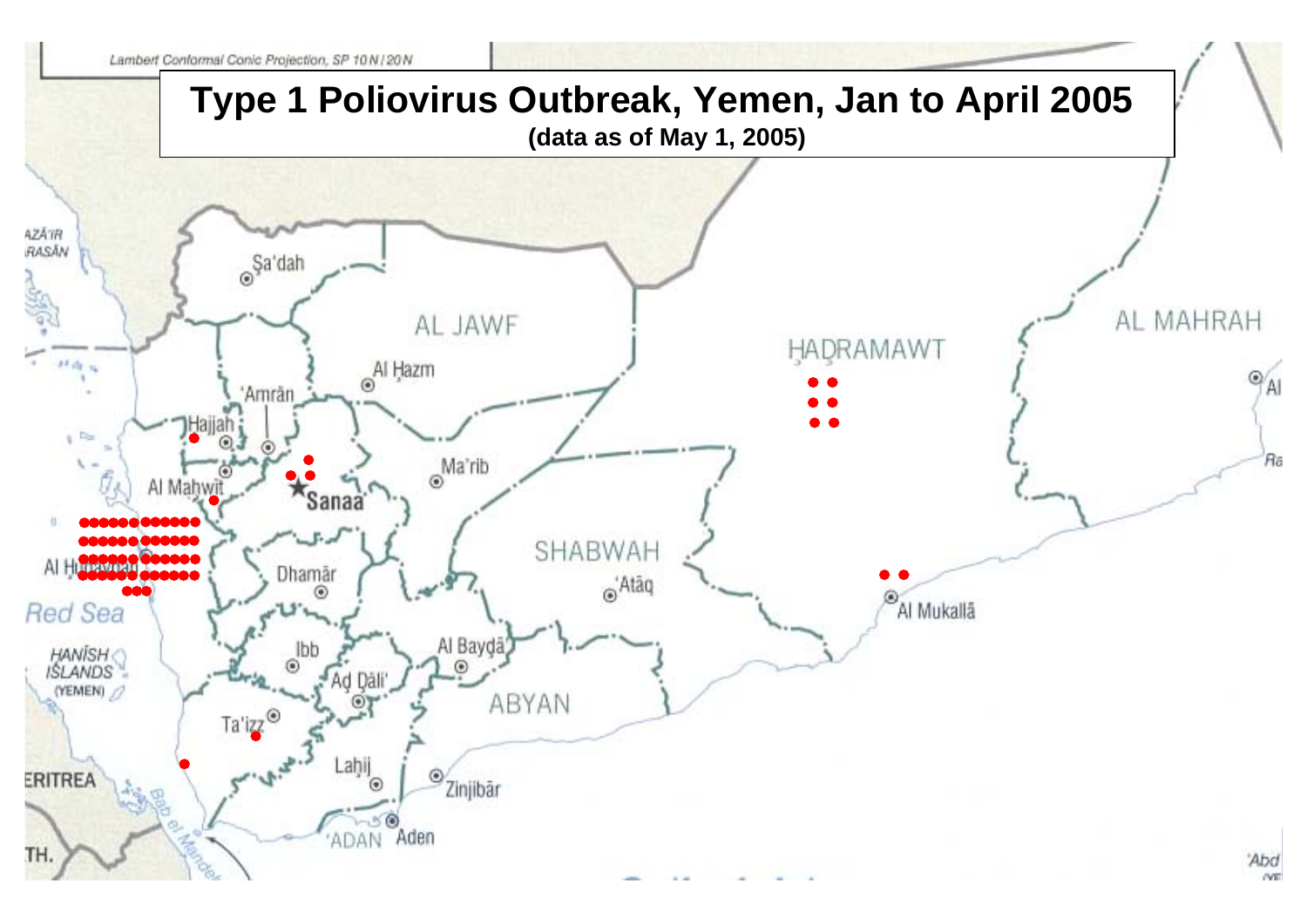# Type 1 Poliovirus Outbreak, Yemen, Jan to April 2005

**(data as of May 1, 2005)**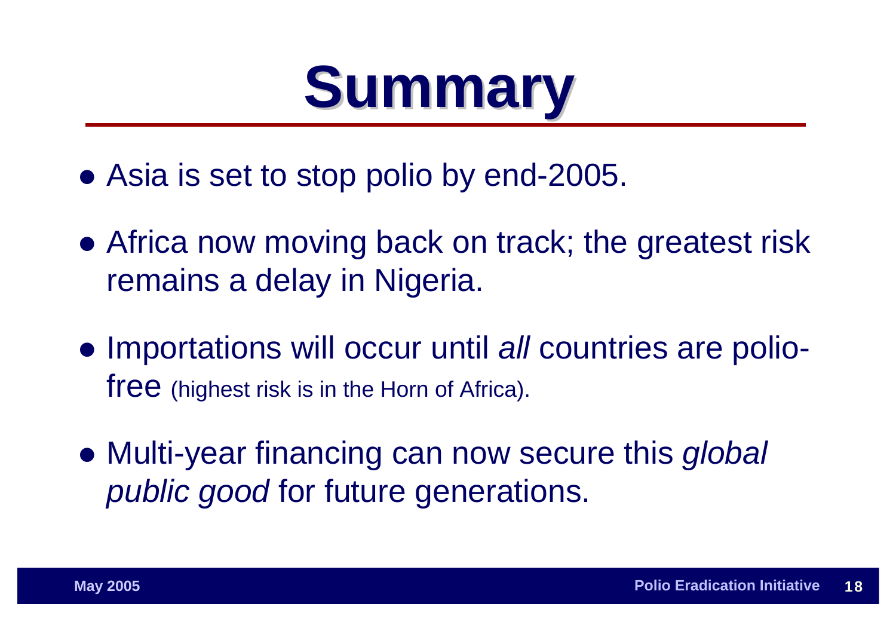# Summary

- Asia is set to stop polio by end-2005.
- Africa now moving back on track; the greatest risk remains a delay in Nigeria.
- Importations will occur until *all* countries are polio-free (highest risk is in the Horn of Africa).
- Multi-year financing can now secure this *global public good* for future generations.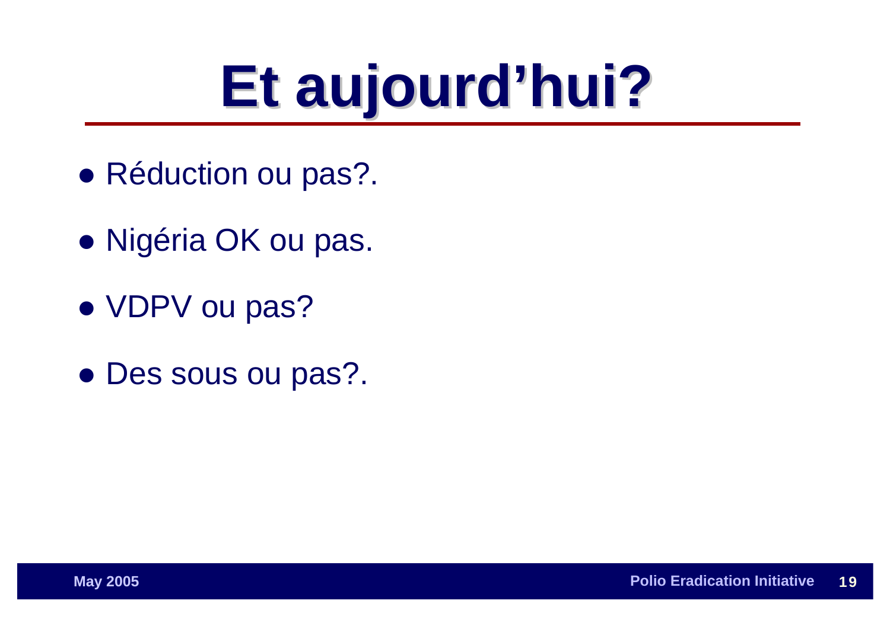# Et aujourd'hui?

- Réduction ou pas?.
- Nigéria OK ou pas.
- VDPV ou pas?
- Des sous ou pas?.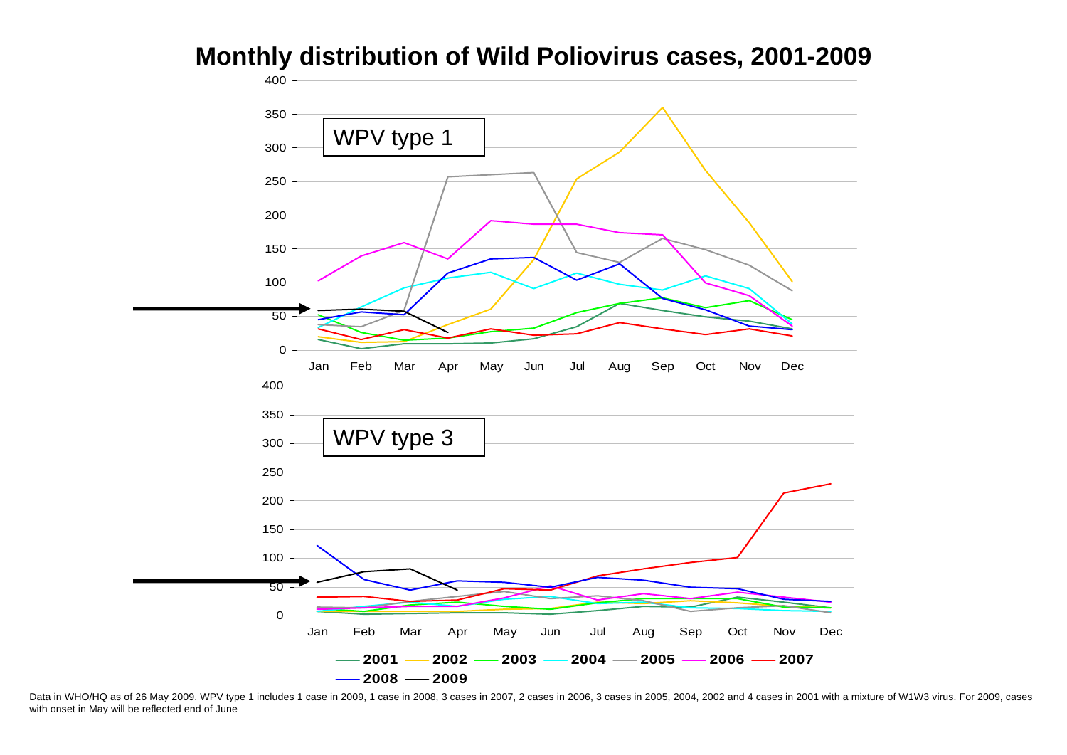# Monthly distribution of Wild Poliovirus cases, 2001-2009

WPV type 1

WPV type 3

2001 2002 2003 2004 2005 2006 2007 2008 2009

Data in WHO/HQ as of 26 May 2009. WPV type 1 includes 1 case in 2009, 1 case in 2008, 3 cases in 2007, 2 cases in 2006, 3 cases in 2005, 2004, 2002 and 4 cases in 2001 with a mixture of W1W3 virus. For 2009, cases with onset in May will be reflected end of June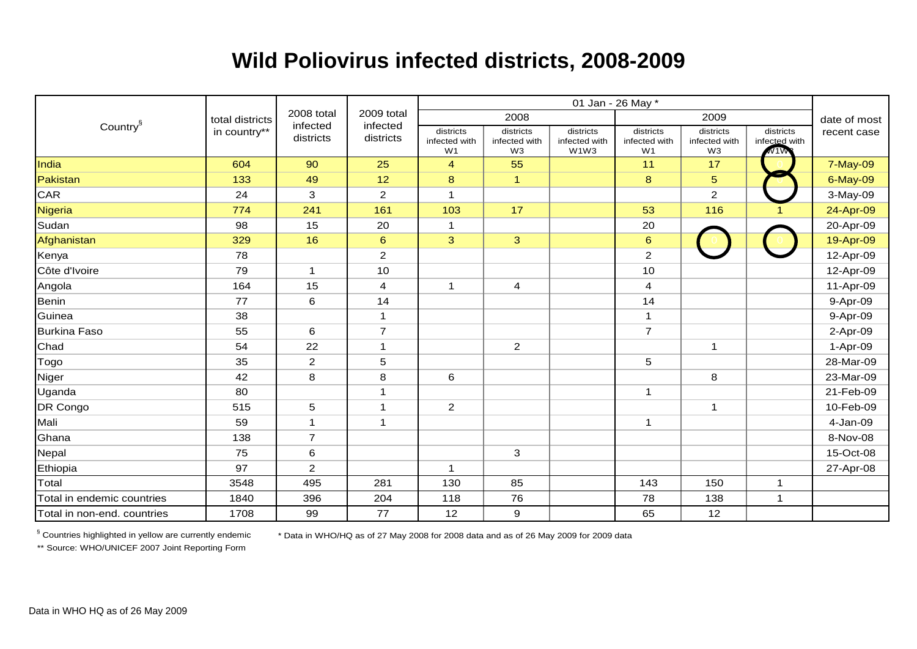# Wild Poliovirus infected districts, 2008-2009

| Country[§] | total districts in country** | 2008 total infected districts | 2009 total infected districts | 01 Jan - 26 May * | | | | | | date of most recent case |
|---|---|---|---|---|---|---|---|---|---|---|
| | | | | 2008 | | | 2009 | | | |
| | | | | districts infected with W1 | districts infected with W3 | districts infected with W1W3 | districts infected with W1 | districts infected with W3 | districts infected with W1W3 | |
| India | 604 | 90 | 25 | 4 | 55 | | 11 | 17 | | 7-May-09 |
| Pakistan | 133 | 49 | 12 | 8 | 1 | | 8 | 5 | 0 | 6-May-09 |
| CAR | 24 | 3 | 2 | 1 | | | | 2 | | 3-May-09 |
| Nigeria | 774 | 241 | 161 | 103 | 17 | | 53 | 116 | 1 | 24-Apr-09 |
| Sudan | 98 | 15 | 20 | 1 | | | 20 | | | 20-Apr-09 |
| Afghanistan | 329 | 16 | 6 | 3 | 3 | | 6 | 0 | 0 | 19-Apr-09 |
| Kenya | 78 | | 2 | | | | 2 | | | 12-Apr-09 |
| Côte d'Ivoire | 79 | 1 | 10 | | | | 10 | | | 12-Apr-09 |
| Angola | 164 | 15 | 4 | 1 | 4 | | 4 | | | 11-Apr-09 |
| Benin | 77 | 6 | 14 | | | | 14 | | | 9-Apr-09 |
| Guinea | 38 | | 1 | | | | 1 | | | 9-Apr-09 |
| Burkina Faso | 55 | 6 | 7 | | | | 7 | | | 2-Apr-09 |
| Chad | 54 | 22 | 1 | | 2 | | | 1 | | 1-Apr-09 |
| Togo | 35 | 2 | 5 | | | | 5 | | | 28-Mar-09 |
| Niger | 42 | 8 | 8 | 6 | | | | 8 | | 23-Mar-09 |
| Uganda | 80 | | 1 | | | | 1 | | | 21-Feb-09 |
| DR Congo | 515 | 5 | 1 | 2 | | | | 1 | | 10-Feb-09 |
| Mali | 59 | 1 | 1 | | | | 1 | | | 4-Jan-09 |
| Ghana | 138 | 7 | | | | | | | | 8-Nov-08 |
| Nepal | 75 | 6 | | | 3 | | | | | 15-Oct-08 |
| Ethiopia | 97 | 2 | | 1 | | | | | | 27-Apr-08 |
| Total | 3548 | 495 | 281 | 130 | 85 | | 143 | 150 | 1 | |
| Total in endemic countries | 1840 | 396 | 204 | 118 | 76 | | 78 | 138 | 1 | |
| Total in non-end. countries | 1708 | 99 | 77 | 12 | 9 | | 65 | 12 | | |

[§] Countries highlighted in yellow are currently endemic

* Data in WHO/HQ as of 27 May 2008 for 2008 data and as of 26 May 2009 for 2009 data

** Source: WHO/UNICEF 2007 Joint Reporting Form

Data in WHO HQ as of 26 May 2009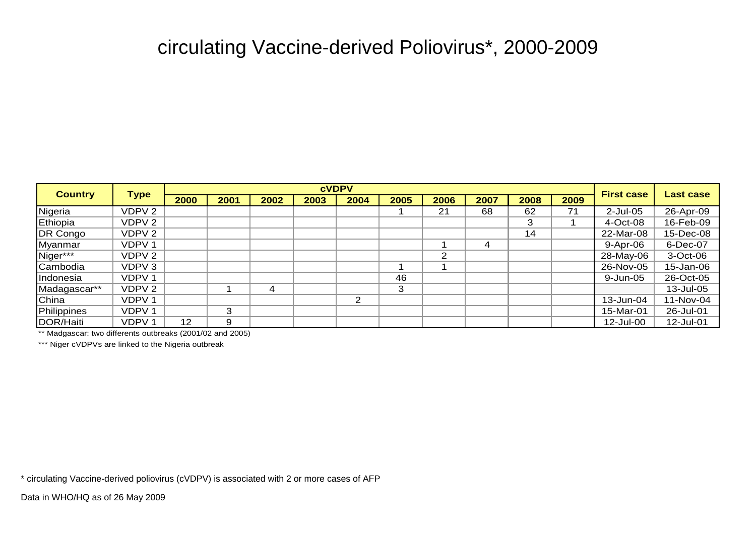# circulating Vaccine-derived Poliovirus*, 2000-2009

| Country | Type | cVDPV | | | | | | | | | | First case | Last case |
|---|---|---|---|---|---|---|---|---|---|---|---|---|---|
| | | 2000 | 2001 | 2002 | 2003 | 2004 | 2005 | 2006 | 2007 | 2008 | 2009 | | |
| Nigeria | VDPV 2 | | | | | | 1 | 21 | 68 | 62 | 71 | 2-Jul-05 | 26-Apr-09 |
| Ethiopia | VDPV 2 | | | | | | | | | 3 | 1 | 4-Oct-08 | 16-Feb-09 |
| DR Congo | VDPV 2 | | | | | | | | | 14 | | 22-Mar-08 | 15-Dec-08 |
| Myanmar | VDPV 1 | | | | | | | 1 | 4 | | | 9-Apr-06 | 6-Dec-07 |
| Niger*** | VDPV 2 | | | | | | | 2 | | | | 28-May-06 | 3-Oct-06 |
| Cambodia | VDPV 3 | | | | | | 1 | 1 | | | | 26-Nov-05 | 15-Jan-06 |
| Indonesia | VDPV 1 | | | | | | 46 | | | | | 9-Jun-05 | 26-Oct-05 |
| Madagascar** | VDPV 2 | | 1 | 4 | | | 3 | | | | | | 13-Jul-05 |
| China | VDPV 1 | | | | | 2 | | | | | | 13-Jun-04 | 11-Nov-04 |
| Philippines | VDPV 1 | | 3 | | | | | | | | | 15-Mar-01 | 26-Jul-01 |
| DOR/Haiti | VDPV 1 | 12 | 9 | | | | | | | | | 12-Jul-00 | 12-Jul-01 |

** Madgascar: two differents outbreaks (2001/02 and 2005)

*** Niger cVDPVs are linked to the Nigeria outbreak

* circulating Vaccine-derived poliovirus (cVDPV) is associated with 2 or more cases of AFP

Data in WHO/HQ as of 26 May 2009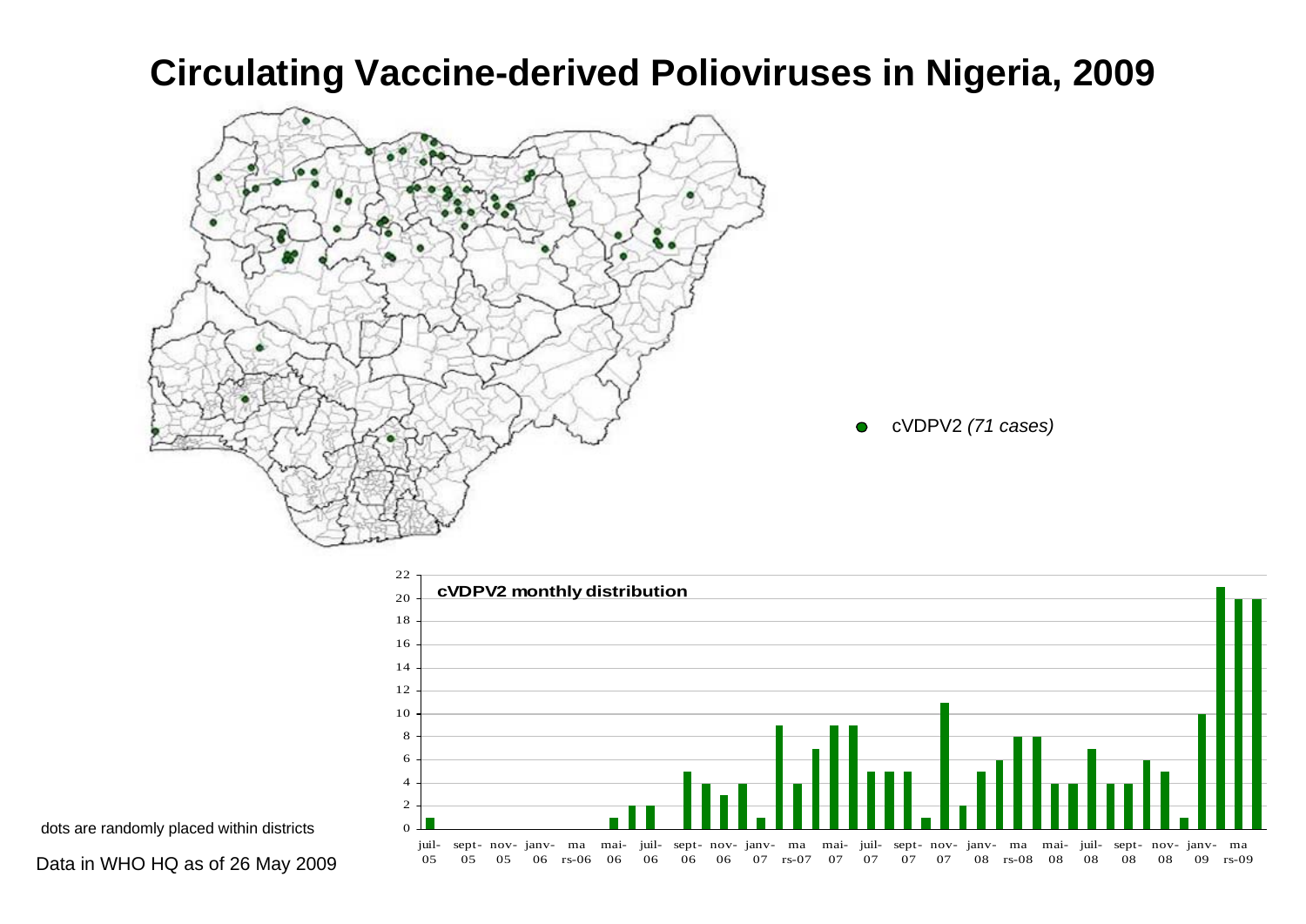# Circulating Vaccine-derived Polioviruses in Nigeria, 2009

cVDPV2 *(71 cases)*

**cVDPV2 monthly distribution**

| Month | Cases |
|---|---|
| juil-05 | 1 |
| août-05 | 0 |
| sept-05 | 0 |
| oct-05 | 0 |
| nov-05 | 0 |
| déc-05 | 0 |
| janv-06 | 0 |
| févr-06 | 0 |
| mars-06 | 0 |
| avr-06 | 0 |
| mai-06 | 1 |
| juin-06 | 2 |
| juil-06 | 2 |
| août-06 | 0 |
| sept-06 | 5 |
| oct-06 | 4 |
| nov-06 | 3 |
| déc-06 | 4 |
| janv-07 | 1 |
| févr-07 | 9 |
| mars-07 | 4 |
| avr-07 | 7 |
| mai-07 | 9 |
| juin-07 | 9 |
| juil-07 | 5 |
| août-07 | 5 |
| sept-07 | 5 |
| oct-07 | 1 |
| nov-07 | 11 |
| déc-07 | 2 |
| janv-08 | 5 |
| févr-08 | 6 |
| mars-08 | 8 |
| avr-08 | 8 |
| mai-08 | 4 |
| juin-08 | 4 |
| juil-08 | 7 |
| août-08 | 4 |
| sept-08 | 4 |
| oct-08 | 6 |
| nov-08 | 5 |
| déc-08 | 1 |
| janv-09 | 10 |
| févr-09 | 21 |
| mars-09 | 20 |
| avr-09 | 20 |

dots are randomly placed within districts

Data in WHO HQ as of 26 May 2009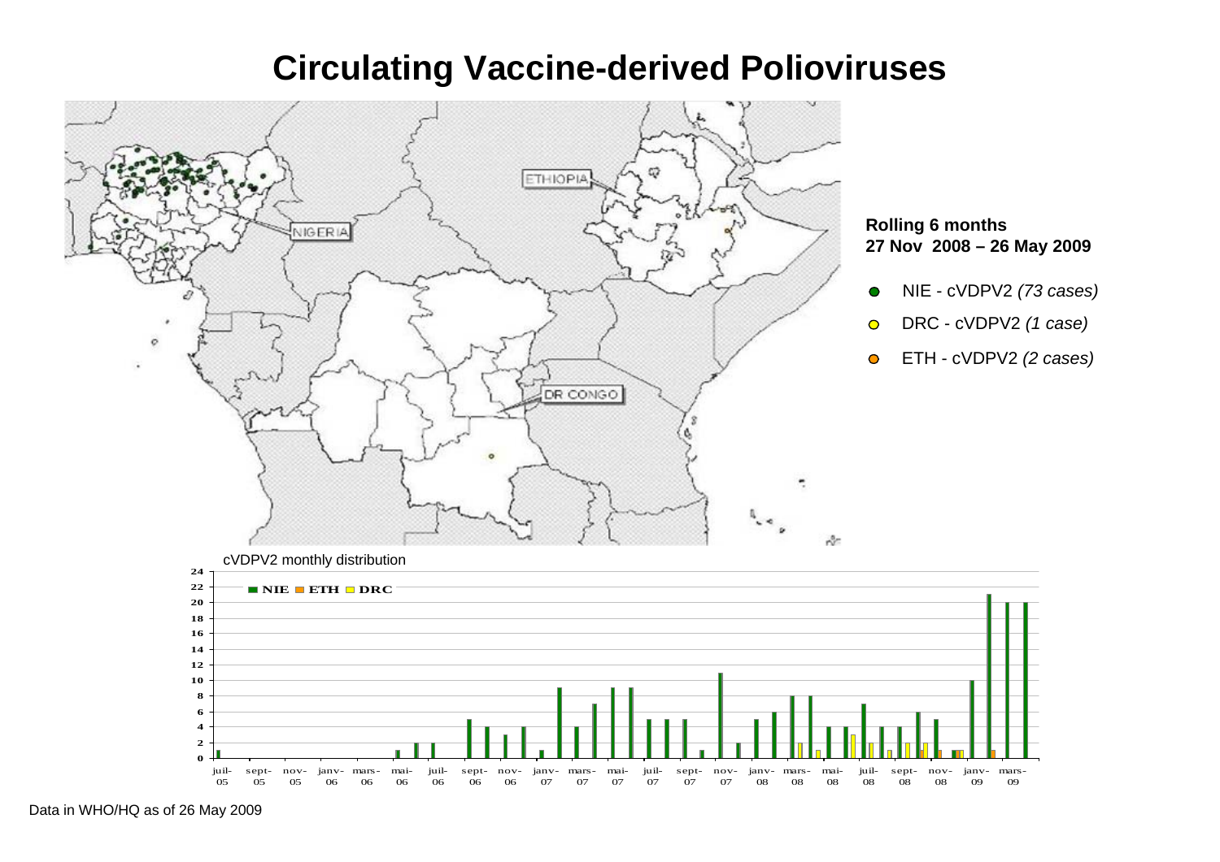# Circulating Vaccine-derived Polioviruses

ETHIOPIA

NIGERIA

DR CONGO

**Rolling 6 months**
**27 Nov 2008 – 26 May 2009**

- NIE - cVDPV2 *(73 cases)*
- DRC - cVDPV2 *(1 case)*
- ETH - cVDPV2 *(2 cases)*

cVDPV2 monthly distribution

NIE ETH DRC

24
22
20
18
16
14
12
10
8
6
4
2
0

juil-05 sept-05 nov-05 janv-06 mars-06 mai-06 juil-06 sept-06 nov-06 janv-07 mars-07 mai-07 juil-07 sept-07 nov-07 janv-08 mars-08 mai-08 juil-08 sept-08 nov-08 janv-09 mars-09

Data in WHO/HQ as of 26 May 2009